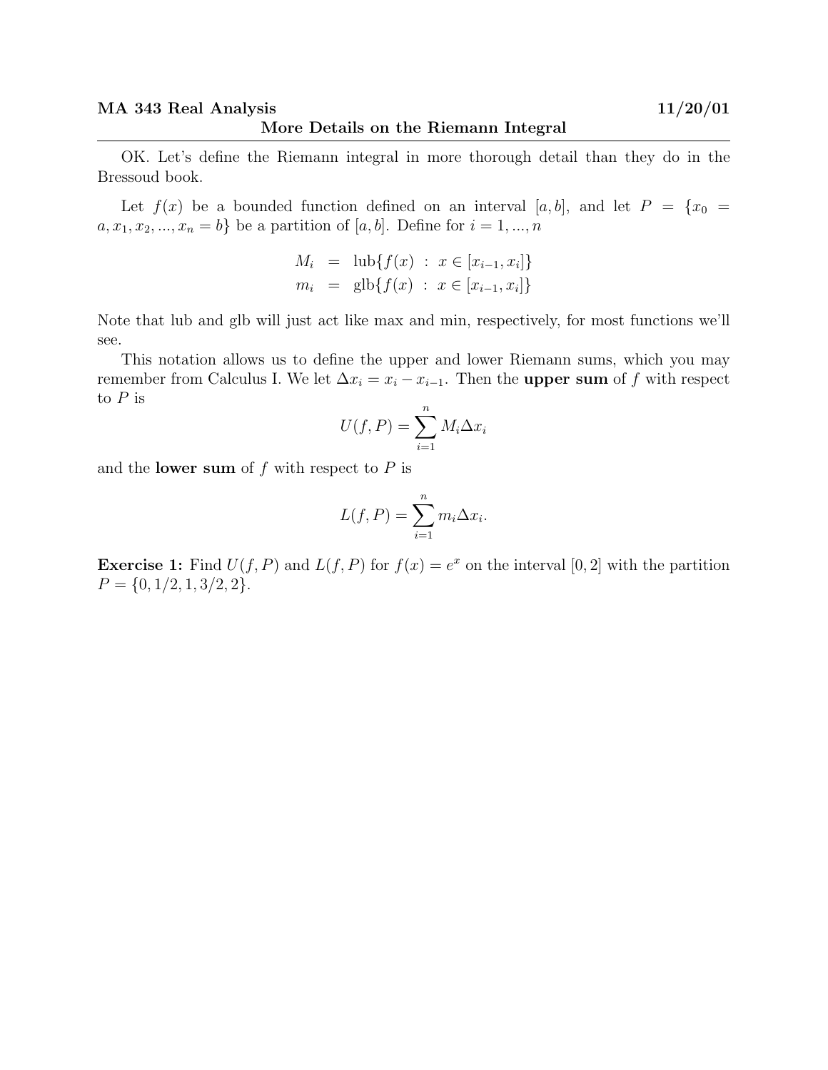**MA 343 Real Analysis** **11/20/01**

## More Details on the Riemann Integral

OK. Let's define the Riemann integral in more thorough detail than they do in the Bressoud book.

Let $f(x)$ be a bounded function defined on an interval $[a, b]$, and let $P = \{x_0 = a, x_1, x_2, ..., x_n = b\}$ be a partition of $[a, b]$. Define for $i = 1, ..., n$

$$
\begin{aligned}
M_i &= \text{lub}\{f(x) \, : \, x \in [x_{i-1}, x_i]\} \\
m_i &= \text{glb}\{f(x) \, : \, x \in [x_{i-1}, x_i]\}
\end{aligned}
$$

Note that lub and glb will just act like max and min, respectively, for most functions we'll see.

This notation allows us to define the upper and lower Riemann sums, which you may remember from Calculus I. We let $\Delta x_i = x_i - x_{i-1}$. Then the **upper sum** of $f$ with respect to $P$ is

$$U(f, P) = \sum_{i=1}^{n} M_i \Delta x_i$$

and the **lower sum** of $f$ with respect to $P$ is

$$L(f, P) = \sum_{i=1}^{n} m_i \Delta x_i.$$

**Exercise 1:** Find $U(f, P)$ and $L(f, P)$ for $f(x) = e^x$ on the interval $[0, 2]$ with the partition $P = \{0, 1/2, 1, 3/2, 2\}$.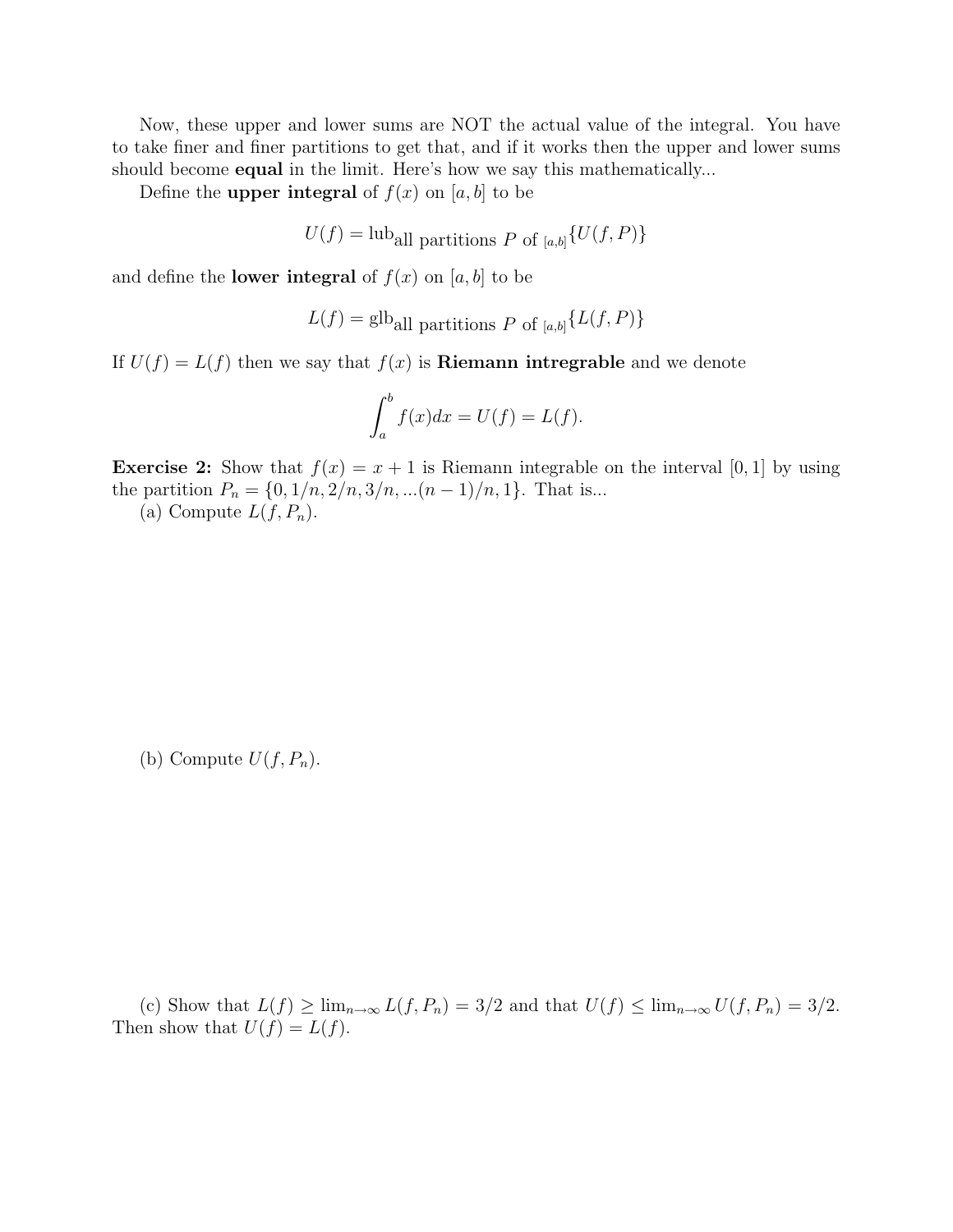Now, these upper and lower sums are NOT the actual value of the integral. You have to take finer and finer partitions to get that, and if it works then the upper and lower sums should become **equal** in the limit. Here's how we say this mathematically...

Define the **upper integral** of $f(x)$ on $[a, b]$ to be

$$U(f) = \text{lub}_{\text{all partitions } P \text{ of } [a,b]}\{U(f, P)\}$$

and define the **lower integral** of $f(x)$ on $[a, b]$ to be

$$L(f) = \text{glb}_{\text{all partitions } P \text{ of } [a,b]}\{L(f, P)\}$$

If $U(f) = L(f)$ then we say that $f(x)$ is **Riemann intregrable** and we denote

$$\int_a^b f(x)dx = U(f) = L(f).$$

**Exercise 2:** Show that $f(x) = x + 1$ is Riemann integrable on the interval $[0, 1]$ by using the partition $P_n = \{0, 1/n, 2/n, 3/n, ...(n-1)/n, 1\}$. That is...

(a) Compute $L(f, P_n)$.

(b) Compute $U(f, P_n)$.

(c) Show that $L(f) \geq \lim_{n\to\infty} L(f, P_n) = 3/2$ and that $U(f) \leq \lim_{n\to\infty} U(f, P_n) = 3/2$. Then show that $U(f) = L(f)$.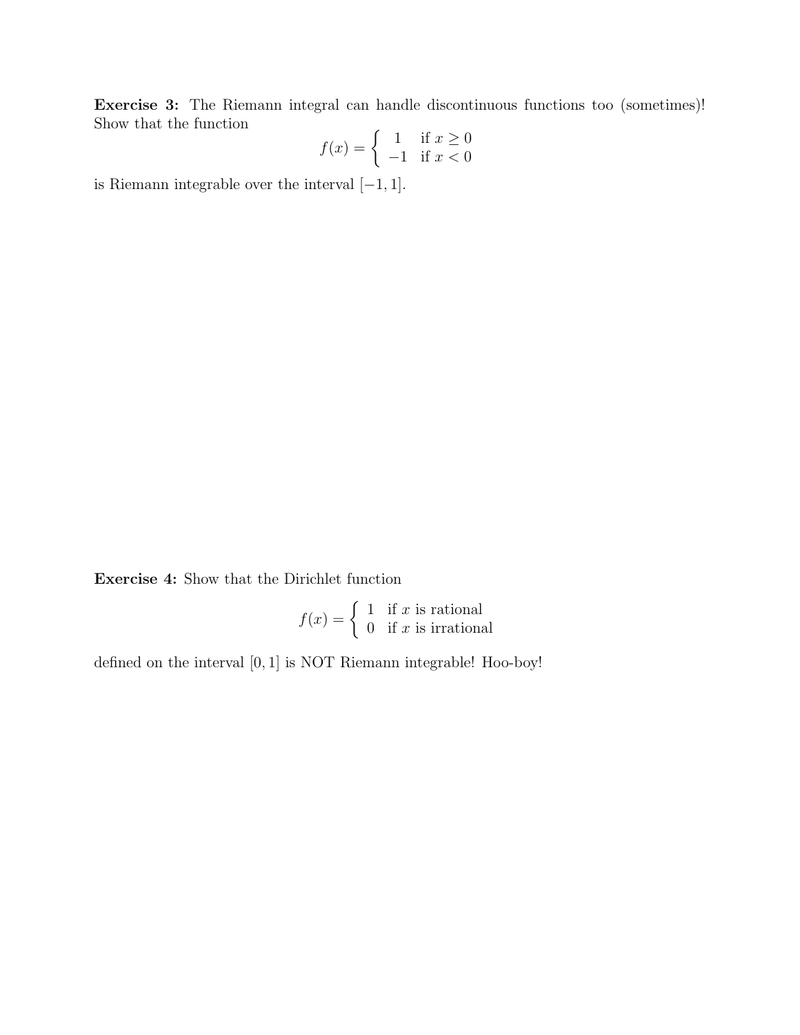**Exercise 3:** The Riemann integral can handle discontinuous functions too (sometimes)! Show that the function

$$f(x) = \begin{cases} 1 & \text{if } x \geq 0 \\ -1 & \text{if } x < 0 \end{cases}$$

is Riemann integrable over the interval $[-1, 1]$.

**Exercise 4:** Show that the Dirichlet function

$$f(x) = \begin{cases} 1 & \text{if } x \text{ is rational} \\ 0 & \text{if } x \text{ is irrational} \end{cases}$$

defined on the interval $[0, 1]$ is NOT Riemann integrable! Hoo-boy!